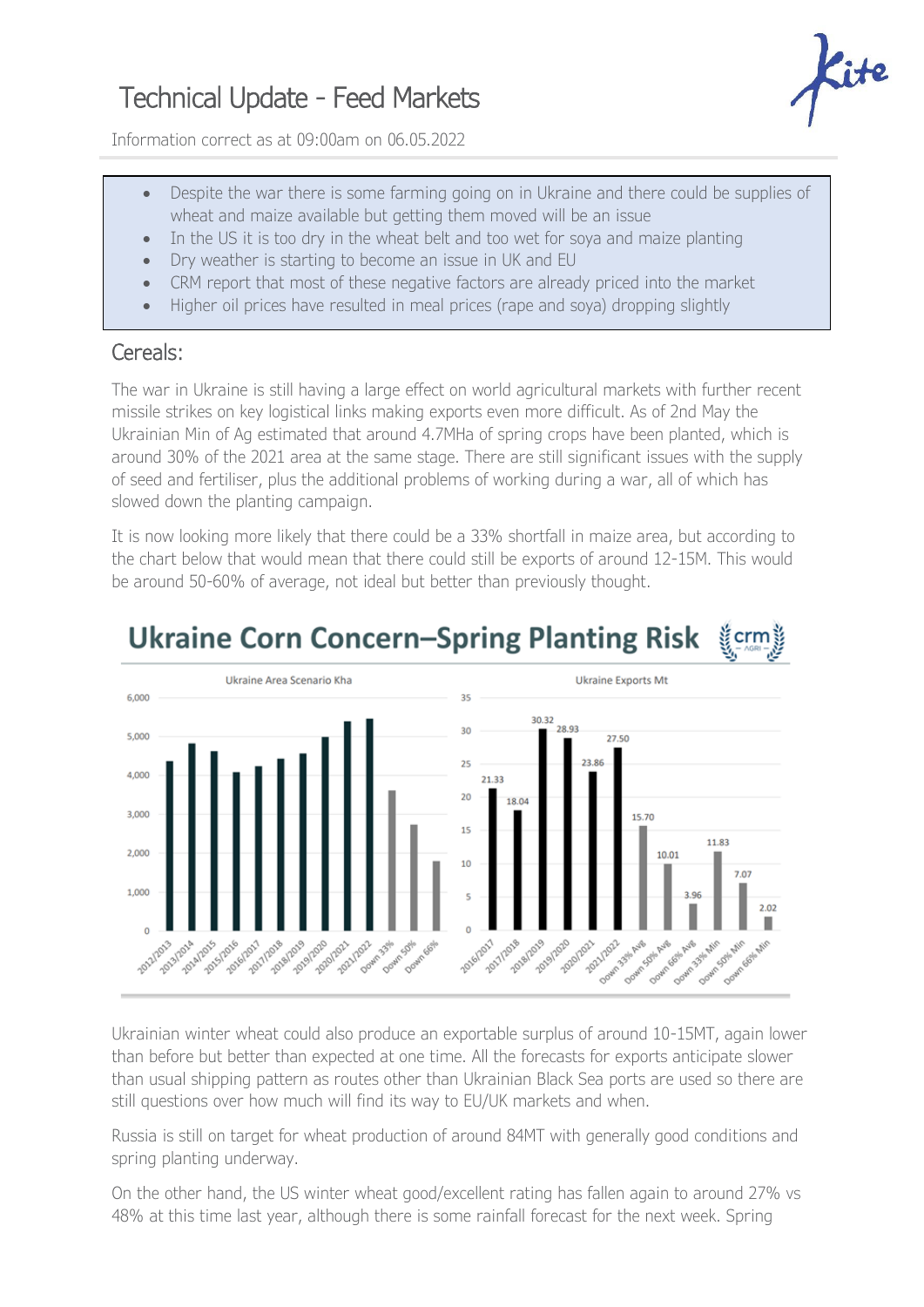# Technical Update - Feed Markets

Information correct as at 09:00am on 06.05.2022

- Despite the war there is some farming going on in Ukraine and there could be supplies of wheat and maize available but getting them moved will be an issue
- In the US it is too dry in the wheat belt and too wet for soya and maize planting
- Dry weather is starting to become an issue in UK and EU
- CRM report that most of these negative factors are already priced into the market
- Higher oil prices have resulted in meal prices (rape and soya) dropping slightly

## Cereals:

The war in Ukraine is still having a large effect on world agricultural markets with further recent missile strikes on key logistical links making exports even more difficult. As of 2nd May the Ukrainian Min of Ag estimated that around 4.7MHa of spring crops have been planted, which is around 30% of the 2021 area at the same stage. There are still significant issues with the supply of seed and fertiliser, plus the additional problems of working during a war, all of which has slowed down the planting campaign.

It is now looking more likely that there could be a 33% shortfall in maize area, but according to the chart below that would mean that there could still be exports of around 12-15M. This would be around 50-60% of average, not ideal but better than previously thought.

**Ukraine Corn Concern–Spring Planting Risk**

Ukraine Area Scenario Kha

Ukraine Exports Mt

| 2016/2017 | 2017/2018 | 2018/2019 | 2019/2020 | 2020/2021 | 2021/2022 | Down 33% Avg | Down 50% Avg | Down 66% Avg | Down 33% Min | Down 50% Min | Down 66% Min |
|---|---|---|---|---|---|---|---|---|---|---|---|
| 21.33 | 18.04 | 30.32 | 28.93 | 23.86 | 27.50 | 15.70 | 10.01 | 3.96 | 11.83 | 7.07 | 2.02 |

Ukrainian winter wheat could also produce an exportable surplus of around 10-15MT, again lower than before but better than expected at one time. All the forecasts for exports anticipate slower than usual shipping pattern as routes other than Ukrainian Black Sea ports are used so there are still questions over how much will find its way to EU/UK markets and when.

Russia is still on target for wheat production of around 84MT with generally good conditions and spring planting underway.

On the other hand, the US winter wheat good/excellent rating has fallen again to around 27% vs 48% at this time last year, although there is some rainfall forecast for the next week. Spring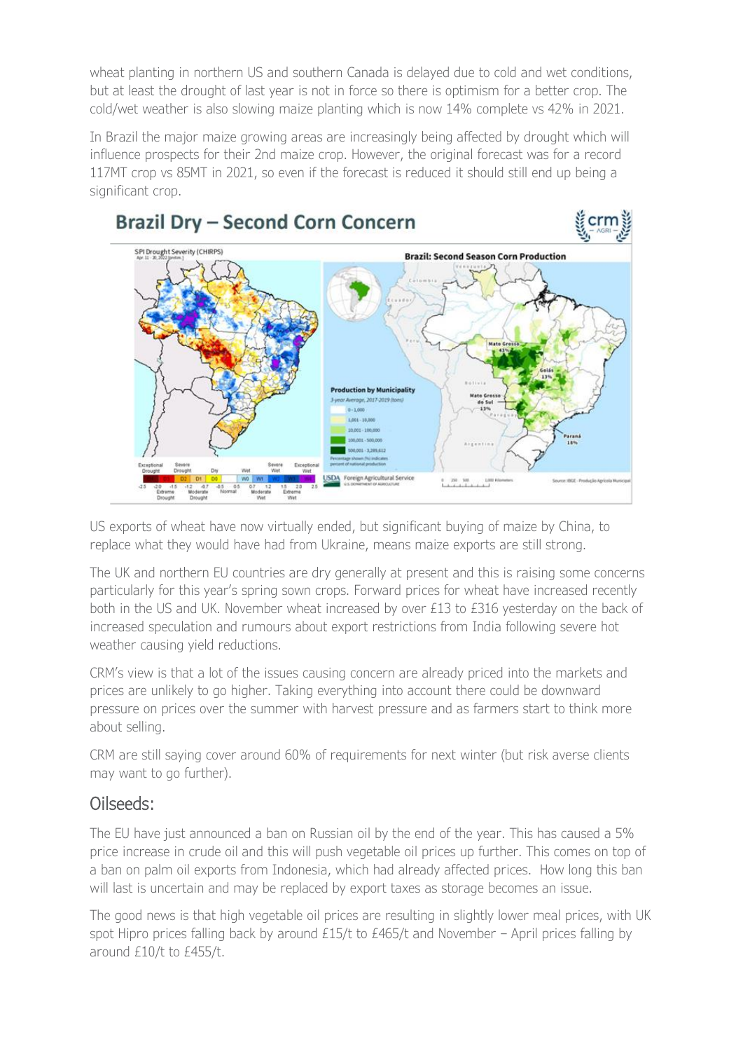wheat planting in northern US and southern Canada is delayed due to cold and wet conditions, but at least the drought of last year is not in force so there is optimism for a better crop. The cold/wet weather is also slowing maize planting which is now 14% complete vs 42% in 2021.

In Brazil the major maize growing areas are increasingly being affected by drought which will influence prospects for their 2nd maize crop. However, the original forecast was for a record 117MT crop vs 85MT in 2021, so even if the forecast is reduced it should still end up being a significant crop.

US exports of wheat have now virtually ended, but significant buying of maize by China, to replace what they would have had from Ukraine, means maize exports are still strong.

The UK and northern EU countries are dry generally at present and this is raising some concerns particularly for this year's spring sown crops. Forward prices for wheat have increased recently both in the US and UK. November wheat increased by over £13 to £316 yesterday on the back of increased speculation and rumours about export restrictions from India following severe hot weather causing yield reductions.

CRM's view is that a lot of the issues causing concern are already priced into the markets and prices are unlikely to go higher. Taking everything into account there could be downward pressure on prices over the summer with harvest pressure and as farmers start to think more about selling.

CRM are still saying cover around 60% of requirements for next winter (but risk averse clients may want to go further).

## Oilseeds:

The EU have just announced a ban on Russian oil by the end of the year. This has caused a 5% price increase in crude oil and this will push vegetable oil prices up further. This comes on top of a ban on palm oil exports from Indonesia, which had already affected prices. How long this ban will last is uncertain and may be replaced by export taxes as storage becomes an issue.

The good news is that high vegetable oil prices are resulting in slightly lower meal prices, with UK spot Hipro prices falling back by around £15/t to £465/t and November – April prices falling by around £10/t to £455/t.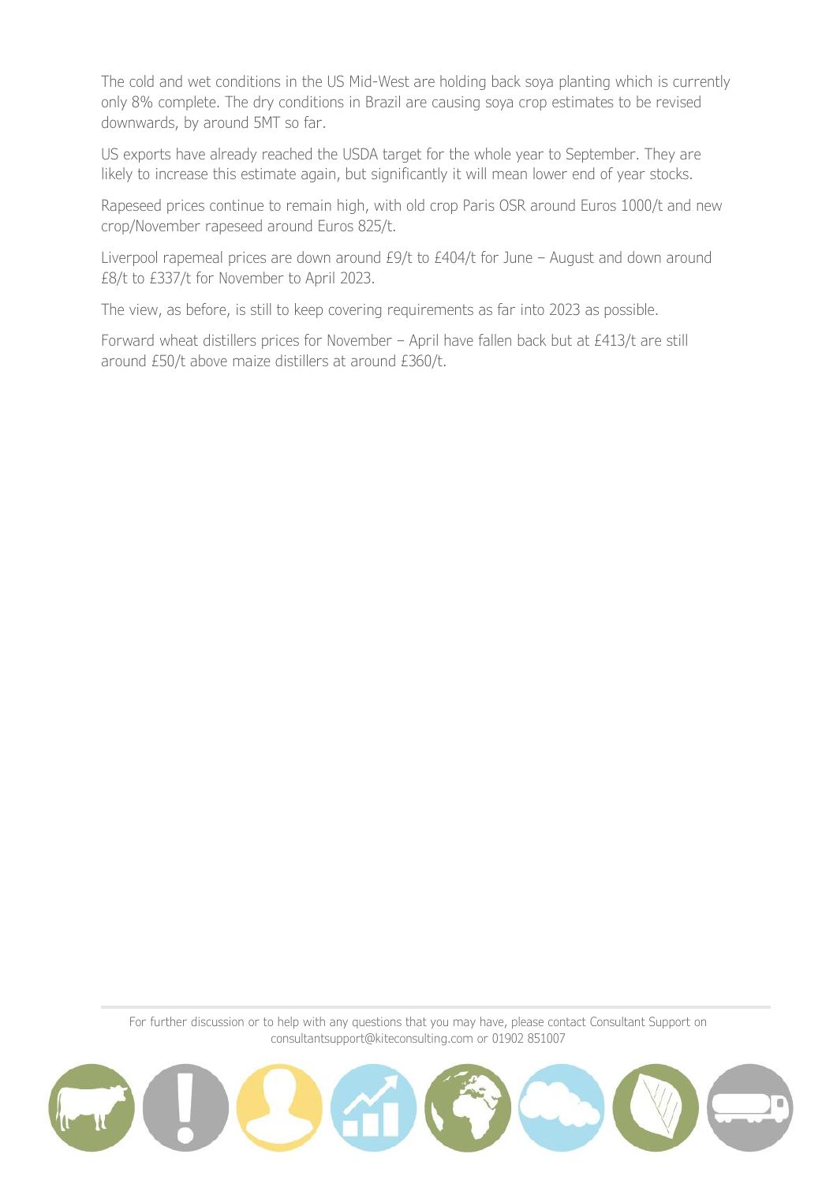The cold and wet conditions in the US Mid-West are holding back soya planting which is currently only 8% complete. The dry conditions in Brazil are causing soya crop estimates to be revised downwards, by around 5MT so far.

US exports have already reached the USDA target for the whole year to September. They are likely to increase this estimate again, but significantly it will mean lower end of year stocks.

Rapeseed prices continue to remain high, with old crop Paris OSR around Euros 1000/t and new crop/November rapeseed around Euros 825/t.

Liverpool rapemeal prices are down around £9/t to £404/t for June – August and down around £8/t to £337/t for November to April 2023.

The view, as before, is still to keep covering requirements as far into 2023 as possible.

Forward wheat distillers prices for November – April have fallen back but at £413/t are still around £50/t above maize distillers at around £360/t.

For further discussion or to help with any questions that you may have, please contact Consultant Support on consultantsupport@kiteconsulting.com or 01902 851007